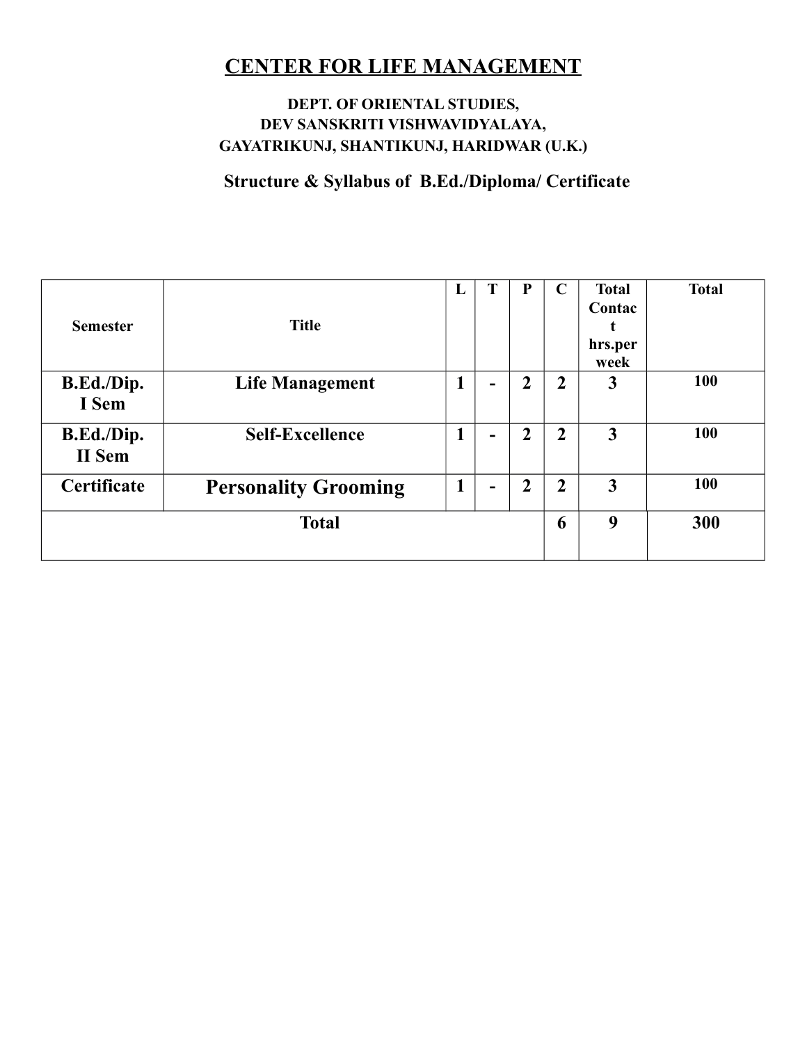# CENTER FOR LIFE MANAGEMENT

**DEPT. OF ORIENTAL STUDIES,**
**DEV SANSKRITI VISHWAVIDYALAYA,**
**GAYATRIKUNJ, SHANTIKUNJ, HARIDWAR (U.K.)**

## Structure & Syllabus of B.Ed./Diploma/ Certificate

| Semester | Title | L | T | P | C | Total Contact hrs.per week | Total |
|---|---|---|---|---|---|---|---|
| B.Ed./Dip. I Sem | Life Management | 1 | - | 2 | 2 | 3 | 100 |
| B.Ed./Dip. II Sem | Self-Excellence | 1 | - | 2 | 2 | 3 | 100 |
| Certificate | Personality Grooming | 1 | - | 2 | 2 | 3 | 100 |
| Total | | | | | 6 | 9 | 300 |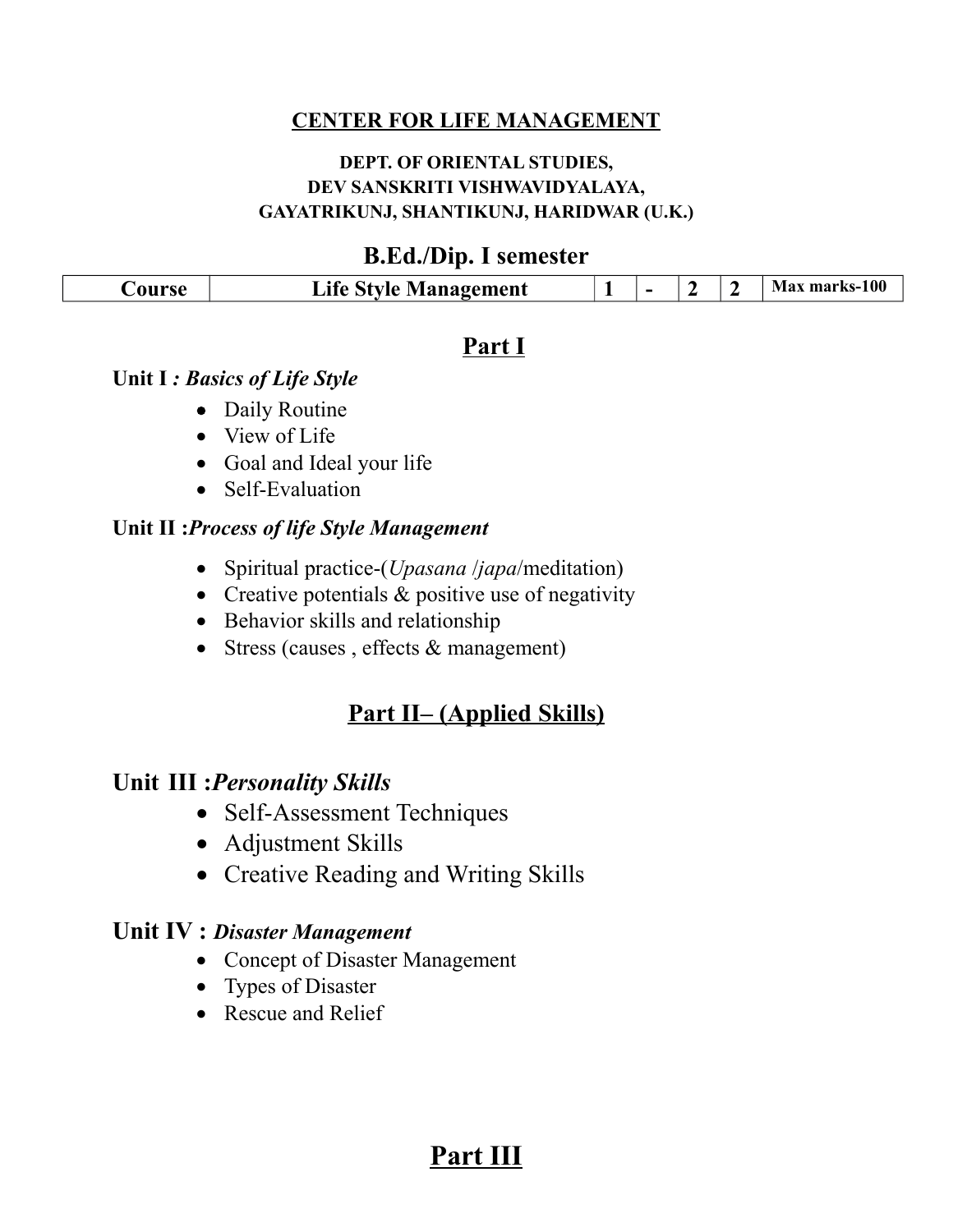**CENTER FOR LIFE MANAGEMENT**

**DEPT. OF ORIENTAL STUDIES,**
**DEV SANSKRITI VISHWAVIDYALAYA,**
**GAYATRIKUNJ, SHANTIKUNJ, HARIDWAR (U.K.)**

## B.Ed./Dip. I semester

| Course | Life Style Management | 1 | - | 2 | 2 | Max marks-100 |
|---|---|---|---|---|---|---|

## Part I

**Unit I** ***: Basics of Life Style***

- Daily Routine
- View of Life
- Goal and Ideal your life
- Self-Evaluation

**Unit II :*****Process of life Style Management***

- Spiritual practice-(*Upasana* /*japa*/meditation)
- Creative potentials & positive use of negativity
- Behavior skills and relationship
- Stress (causes , effects & management)

## Part II– (Applied Skills)

### Unit III :*Personality Skills*

- Self-Assessment Techniques
- Adjustment Skills
- Creative Reading and Writing Skills

### Unit IV : *Disaster Management*

- Concept of Disaster Management
- Types of Disaster
- Rescue and Relief

## Part III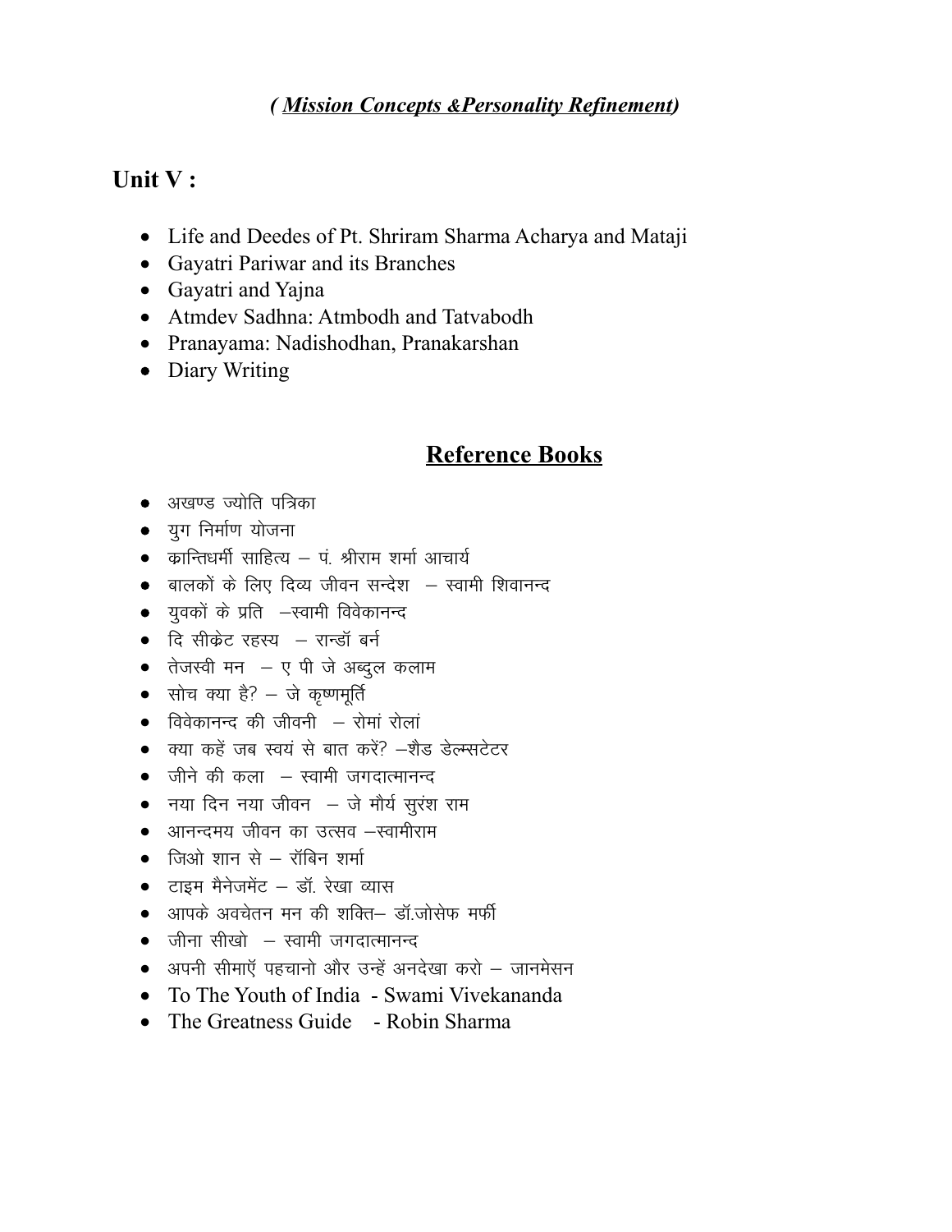*( Mission Concepts &Personality Refinement)*

## Unit V :

- Life and Deedes of Pt. Shriram Sharma Acharya and Mataji
- Gayatri Pariwar and its Branches
- Gayatri and Yajna
- Atmdev Sadhna: Atmbodh and Tatvabodh
- Pranayama: Nadishodhan, Pranakarshan
- Diary Writing

## Reference Books

- अखण्ड ज्योति पत्रिका
- युग निर्माण योजना
- क्रान्तिधर्मी साहित्य – पं. श्रीराम शर्मा आचार्य
- बालकों के लिए दिव्य जीवन सन्देश – स्वामी शिवानन्द
- युवकों के प्रति –स्वामी विवेकानन्द
- दि सीक्रेट रहस्य – रान्डॉ बर्न
- तेजस्वी मन – ए पी जे अब्दुल कलाम
- सोच क्या है? – जे कृष्णमूर्ति
- विवेकानन्द की जीवनी – रोमां रोलां
- क्या कहें जब स्वयं से बात करें? –शैड डेल्मसटेटर
- जीने की कला – स्वामी जगदात्मानन्द
- नया दिन नया जीवन – जे मौर्य सुरंश राम
- आनन्दमय जीवन का उत्सव –स्वामीराम
- जिओ शान से – रॉबिन शर्मा
- टाइम मैनेजमेंट – डॉ. रेखा व्यास
- आपके अवचेतन मन की शक्ति– डॉ.जोसेफ मर्फी
- जीना सीखो – स्वामी जगदात्मानन्द
- अपनी सीमाएँ पहचानो और उन्हें अनदेखा करो – जानमेसन
- To The Youth of India - Swami Vivekananda
- The Greatness Guide - Robin Sharma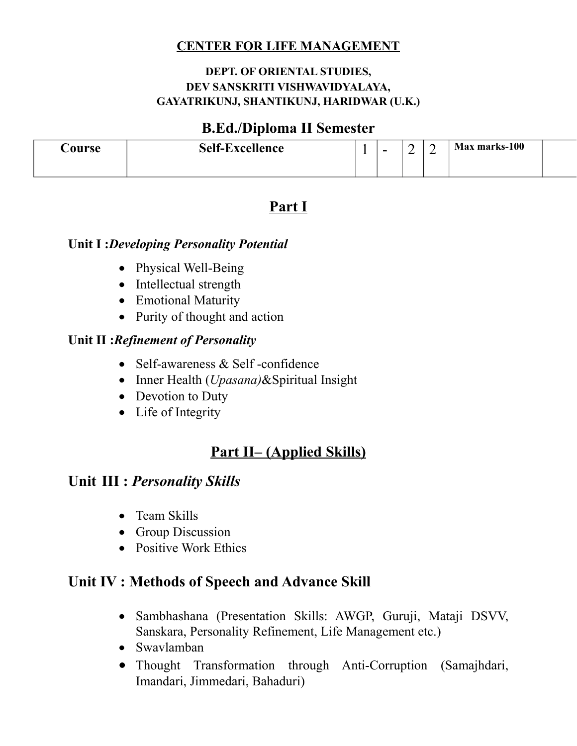**CENTER FOR LIFE MANAGEMENT**

**DEPT. OF ORIENTAL STUDIES,**
**DEV SANSKRITI VISHWAVIDYALAYA,**
**GAYATRIKUNJ, SHANTIKUNJ, HARIDWAR (U.K.)**

## B.Ed./Diploma II Semester

| Course | Self-Excellence | 1 | - | 2 | 2 | Max marks-100 | |
|---|---|---|---|---|---|---|---|

## Part I

**Unit I :*Developing Personality Potential***

- Physical Well-Being
- Intellectual strength
- Emotional Maturity
- Purity of thought and action

**Unit II :*Refinement of Personality***

- Self-awareness & Self -confidence
- Inner Health (*Upasana)*&Spiritual Insight
- Devotion to Duty
- Life of Integrity

## Part II– (Applied Skills)

### Unit III : *Personality Skills*

- Team Skills
- Group Discussion
- Positive Work Ethics

### Unit IV : Methods of Speech and Advance Skill

- Sambhashana (Presentation Skills: AWGP, Guruji, Mataji DSVV, Sanskara, Personality Refinement, Life Management etc.)
- Swavlamban
- Thought Transformation through Anti-Corruption (Samajhdari, Imandari, Jimmedari, Bahaduri)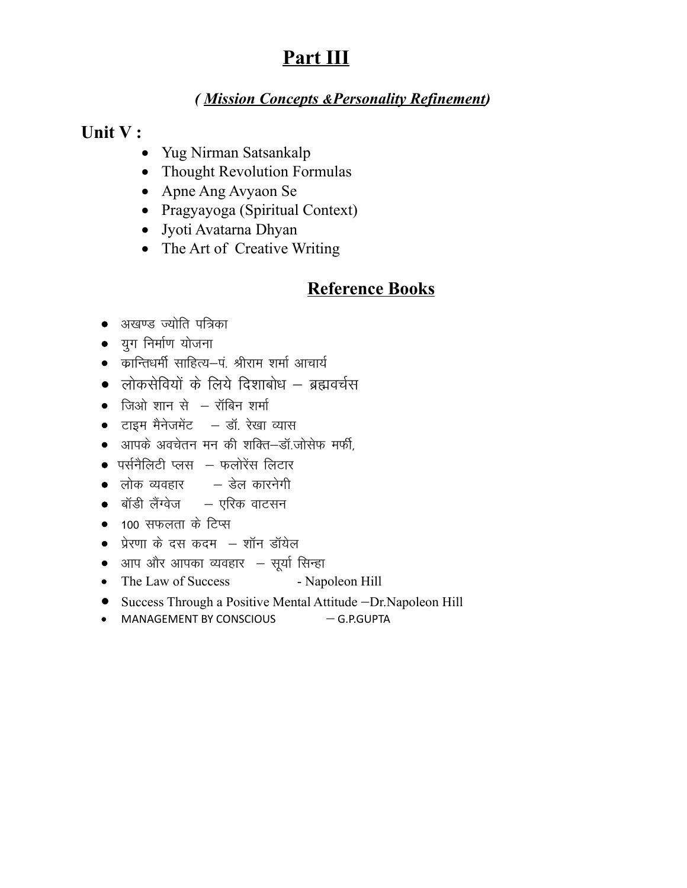# Part III

### *( Mission Concepts &Personality Refinement)*

## Unit V :

- Yug Nirman Satsankalp
- Thought Revolution Formulas
- Apne Ang Avyaon Se
- Pragyayoga (Spiritual Context)
- Jyoti Avatarna Dhyan
- The Art of Creative Writing

## Reference Books

- अखण्ड ज्योति पत्रिका
- युग निर्माण योजना
- क्रान्तिधर्मी साहित्य–पं. श्रीराम शर्मा आचार्य
- लोकसेवियों के लिये दिशाबोध – ब्रह्मवर्चस
- जिओ शान से – रॉबिन शर्मा
- टाइम मैनेजमेंट – डॉ. रेखा व्यास
- आपके अवचेतन मन की शक्ति–डॉ.जोसेफ मर्फी,
- पर्सनैलिटी प्लस – फलोरेंस लिटार
- लोक व्यवहार – डेल कारनेगी
- बॉडी लैंग्वेज – एरिक वाटसन
- 100 सफलता के टिप्स
- प्रेरणा के दस कदम – शॉन डॉयेल
- आप और आपका व्यवहार – सूर्या सिन्हा
- The Law of Success - Napoleon Hill
- Success Through a Positive Mental Attitude –Dr.Napoleon Hill
- MANAGEMENT BY CONSCIOUS – G.P.GUPTA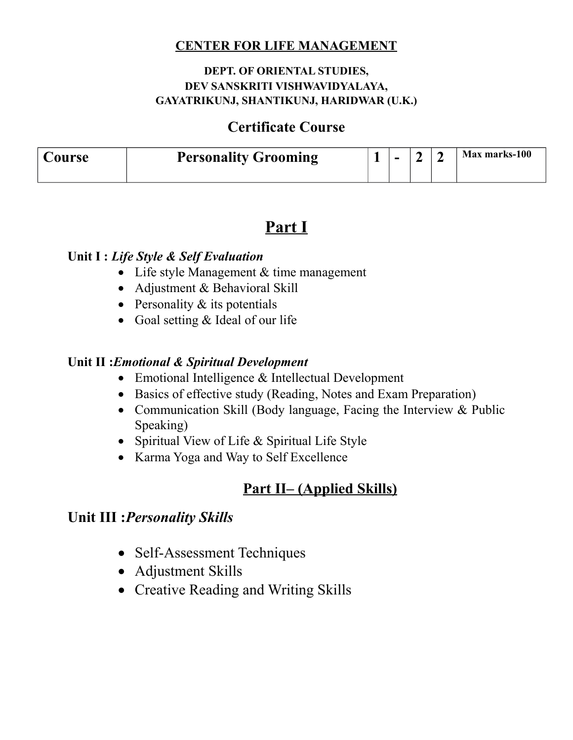**CENTER FOR LIFE MANAGEMENT**

**DEPT. OF ORIENTAL STUDIES,**
**DEV SANSKRITI VISHWAVIDYALAYA,**
**GAYATRIKUNJ, SHANTIKUNJ, HARIDWAR (U.K.)**

## Certificate Course

| Course | Personality Grooming | 1 | - | 2 | 2 | Max marks-100 |
|---|---|---|---|---|---|---|

# Part I

**Unit I :** ***Life Style & Self Evaluation***

- Life style Management & time management
- Adjustment & Behavioral Skill
- Personality & its potentials
- Goal setting & Ideal of our life

**Unit II :*****Emotional & Spiritual Development***

- Emotional Intelligence & Intellectual Development
- Basics of effective study (Reading, Notes and Exam Preparation)
- Communication Skill (Body language, Facing the Interview & Public Speaking)
- Spiritual View of Life & Spiritual Life Style
- Karma Yoga and Way to Self Excellence

## Part II– (Applied Skills)

### Unit III :*Personality Skills*

- Self-Assessment Techniques
- Adjustment Skills
- Creative Reading and Writing Skills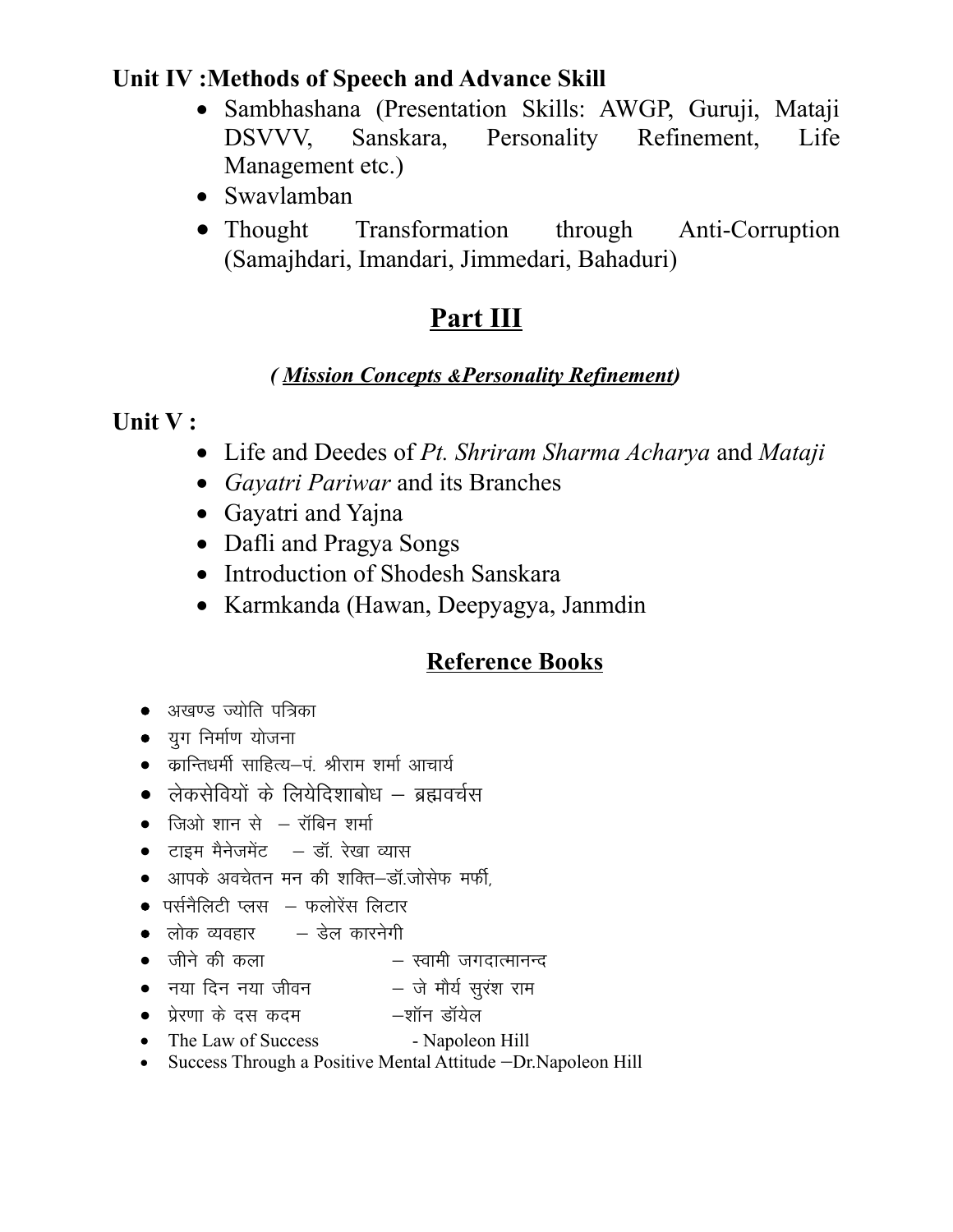**Unit IV :Methods of Speech and Advance Skill**

- Sambhashana (Presentation Skills: AWGP, Guruji, Mataji DSVVV, Sanskara, Personality Refinement, Life Management etc.)
- Swavlamban
- Thought Transformation through Anti-Corruption (Samajhdari, Imandari, Jimmedari, Bahaduri)

## Part III

***( Mission Concepts &Personality Refinement)***

**Unit V :**

- Life and Deedes of *Pt. Shriram Sharma Acharya* and *Mataji*
- *Gayatri Pariwar* and its Branches
- Gayatri and Yajna
- Dafli and Pragya Songs
- Introduction of Shodesh Sanskara
- Karmkanda (Hawan, Deepyagya, Janmdin

## Reference Books

- अखण्ड ज्योति पत्रिका
- युग निर्माण योजना
- क्रान्तिधर्मी साहित्य–पं. श्रीराम शर्मा आचार्य
- लेकसेवियों के लियेदिशाबोध – ब्रह्मवर्चस
- जिओ शान से – रॉबिन शर्मा
- टाइम मैनेजमेंट – डॉ. रेखा व्यास
- आपके अवचेतन मन की शक्ति–डॉ.जोसेफ मर्फी,
- पर्सनैलिटी प्लस – फलोरेंस लिटार
- लोक व्यवहार – डेल कारनेगी
- जीने की कला – स्वामी जगदात्मानन्द
- नया दिन नया जीवन – जे मौर्य सुरंश राम
- प्रेरणा के दस कदम –शॉन डॉयेल
- The Law of Success - Napoleon Hill
- Success Through a Positive Mental Attitude –Dr.Napoleon Hill